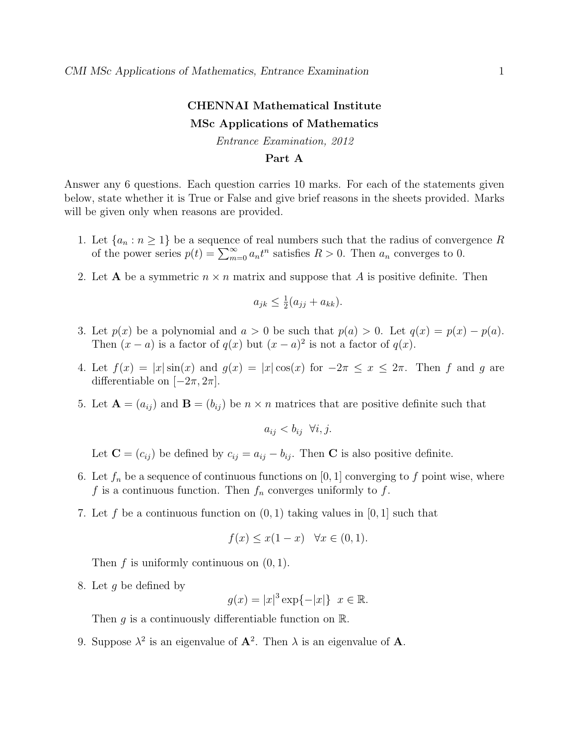**CHENNAI Mathematical Institute**

**MSc Applications of Mathematics**

*Entrance Examination, 2012*

**Part A**

Answer any 6 questions. Each question carries 10 marks. For each of the statements given below, state whether it is True or False and give brief reasons in the sheets provided. Marks will be given only when reasons are provided.

1. Let $\{a_n : n \geq 1\}$ be a sequence of real numbers such that the radius of convergence $R$ of the power series $p(t) = \sum_{m=0}^{\infty} a_n t^n$ satisfies $R > 0$. Then $a_n$ converges to 0.

2. Let $\mathbf{A}$ be a symmetric $n \times n$ matrix and suppose that $A$ is positive definite. Then
$$a_{jk} \leq \tfrac{1}{2}(a_{jj} + a_{kk}).$$

3. Let $p(x)$ be a polynomial and $a > 0$ be such that $p(a) > 0$. Let $q(x) = p(x) - p(a)$. Then $(x - a)$ is a factor of $q(x)$ but $(x - a)^2$ is not a factor of $q(x)$.

4. Let $f(x) = |x| \sin(x)$ and $g(x) = |x| \cos(x)$ for $-2\pi \leq x \leq 2\pi$. Then $f$ and $g$ are differentiable on $[-2\pi, 2\pi]$.

5. Let $\mathbf{A} = (a_{ij})$ and $\mathbf{B} = (b_{ij})$ be $n \times n$ matrices that are positive definite such that
$$a_{ij} < b_{ij} \quad \forall i, j.$$
Let $\mathbf{C} = (c_{ij})$ be defined by $c_{ij} = a_{ij} - b_{ij}$. Then $\mathbf{C}$ is also positive definite.

6. Let $f_n$ be a sequence of continuous functions on $[0, 1]$ converging to $f$ point wise, where $f$ is a continuous function. Then $f_n$ converges uniformly to $f$.

7. Let $f$ be a continuous function on $(0, 1)$ taking values in $[0, 1]$ such that
$$f(x) \leq x(1 - x) \quad \forall x \in (0, 1).$$
Then $f$ is uniformly continuous on $(0, 1)$.

8. Let $g$ be defined by
$$g(x) = |x|^3 \exp\{-|x|\} \quad x \in \mathbb{R}.$$
Then $g$ is a continuously differentiable function on $\mathbb{R}$.

9. Suppose $\lambda^2$ is an eigenvalue of $\mathbf{A}^2$. Then $\lambda$ is an eigenvalue of $\mathbf{A}$.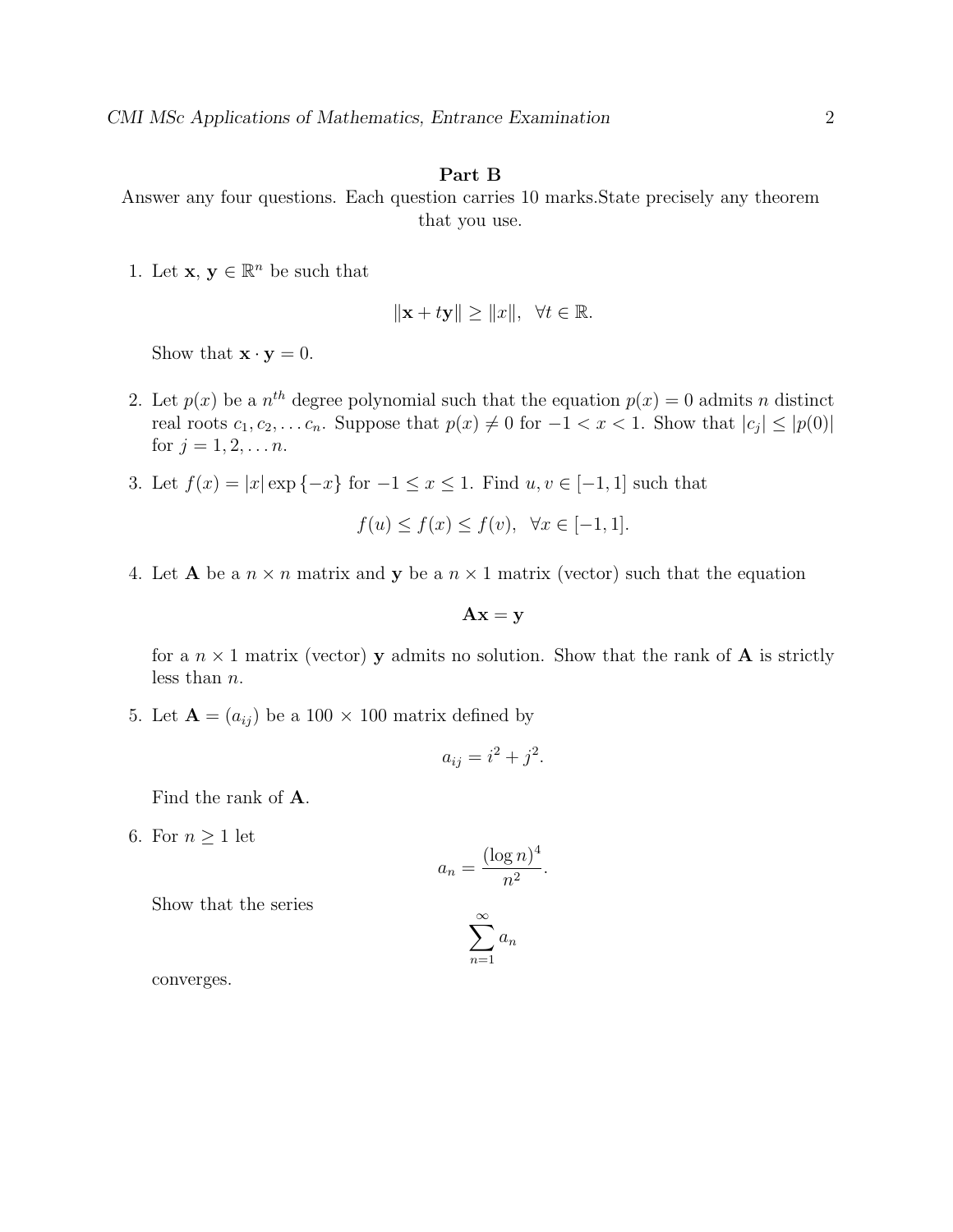## Part B

Answer any four questions. Each question carries 10 marks.State precisely any theorem that you use.

1. Let $\mathbf{x}$, $\mathbf{y} \in \mathbb{R}^n$ be such that

$$\|\mathbf{x} + t\mathbf{y}\| \geq \|x\|, \quad \forall t \in \mathbb{R}.$$

Show that $\mathbf{x} \cdot \mathbf{y} = 0$.

2. Let $p(x)$ be a $n^{th}$ degree polynomial such that the equation $p(x) = 0$ admits $n$ distinct real roots $c_1, c_2, \ldots c_n$. Suppose that $p(x) \neq 0$ for $-1 < x < 1$. Show that $|c_j| \leq |p(0)|$ for $j = 1, 2, \ldots n$.

3. Let $f(x) = |x| \exp\{-x\}$ for $-1 \leq x \leq 1$. Find $u, v \in [-1, 1]$ such that

$$f(u) \leq f(x) \leq f(v), \quad \forall x \in [-1, 1].$$

4. Let $\mathbf{A}$ be a $n \times n$ matrix and $\mathbf{y}$ be a $n \times 1$ matrix (vector) such that the equation

$$\mathbf{A}\mathbf{x} = \mathbf{y}$$

for a $n \times 1$ matrix (vector) $\mathbf{y}$ admits no solution. Show that the rank of $\mathbf{A}$ is strictly less than $n$.

5. Let $\mathbf{A} = (a_{ij})$ be a $100 \times 100$ matrix defined by

$$a_{ij} = i^2 + j^2.$$

Find the rank of $\mathbf{A}$.

6. For $n \geq 1$ let

$$a_n = \frac{(\log n)^4}{n^2}.$$

Show that the series

$$\sum_{n=1}^{\infty} a_n$$

converges.